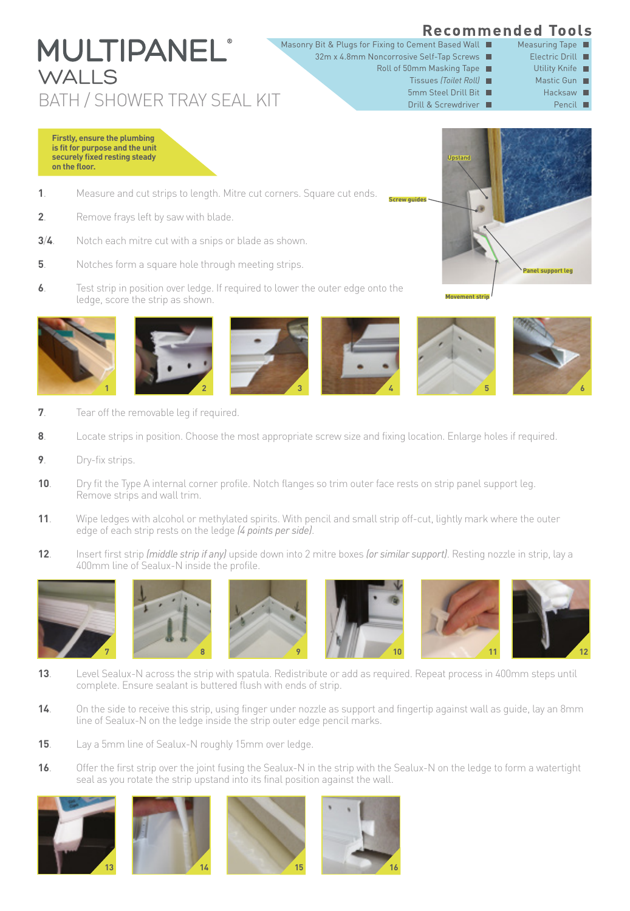# MULTIPANEL®
## WALLS
## BATH / SHOWER TRAY SEAL KIT

### Recommended Tools

- Masonry Bit & Plugs for Fixing to Cement Based Wall
- 32m x 4.8mm Noncorrosive Self-Tap Screws
- Roll of 50mm Masking Tape
- Tissues *(Toilet Roll)*
- 5mm Steel Drill Bit
- Drill & Screwdriver
- Measuring Tape
- Electric Drill
- Utility Knife
- Mastic Gun
- Hacksaw
- Pencil

**Firstly, ensure the plumbing is fit for purpose and the unit securely fixed resting steady on the floor.**

Upstand
Screw guides
Panel support leg
Movement strip

**1**. Measure and cut strips to length. Mitre cut corners. Square cut ends.

**2**. Remove frays left by saw with blade.

**3/4**. Notch each mitre cut with a snips or blade as shown.

**5**. Notches form a square hole through meeting strips.

**6**. Test strip in position over ledge. If required to lower the outer edge onto the ledge, score the strip as shown.

1 2 3 4 5 6

**7**. Tear off the removable leg if required.

**8**. Locate strips in position. Choose the most appropriate screw size and fixing location. Enlarge holes if required.

**9**. Dry-fix strips.

**10**. Dry fit the Type A internal corner profile. Notch flanges so trim outer face rests on strip panel support leg. Remove strips and wall trim.

**11**. Wipe ledges with alcohol or methylated spirits. With pencil and small strip off-cut, lightly mark where the outer edge of each strip rests on the ledge *(4 points per side)*.

**12**. Insert first strip *(middle strip if any)* upside down into 2 mitre boxes *(or similar support)*. Resting nozzle in strip, lay a 400mm line of Sealux-N inside the profile.

7 8 9 10 11 12

**13**. Level Sealux-N across the strip with spatula. Redistribute or add as required. Repeat process in 400mm steps until complete. Ensure sealant is buttered flush with ends of strip.

**14**. On the side to receive this strip, using finger under nozzle as support and fingertip against wall as guide, lay an 8mm line of Sealux-N on the ledge inside the strip outer edge pencil marks.

**15**. Lay a 5mm line of Sealux-N roughly 15mm over ledge.

**16**. Offer the first strip over the joint fusing the Sealux-N in the strip with the Sealux-N on the ledge to form a watertight seal as you rotate the strip upstand into its final position against the wall.

13 14 15 16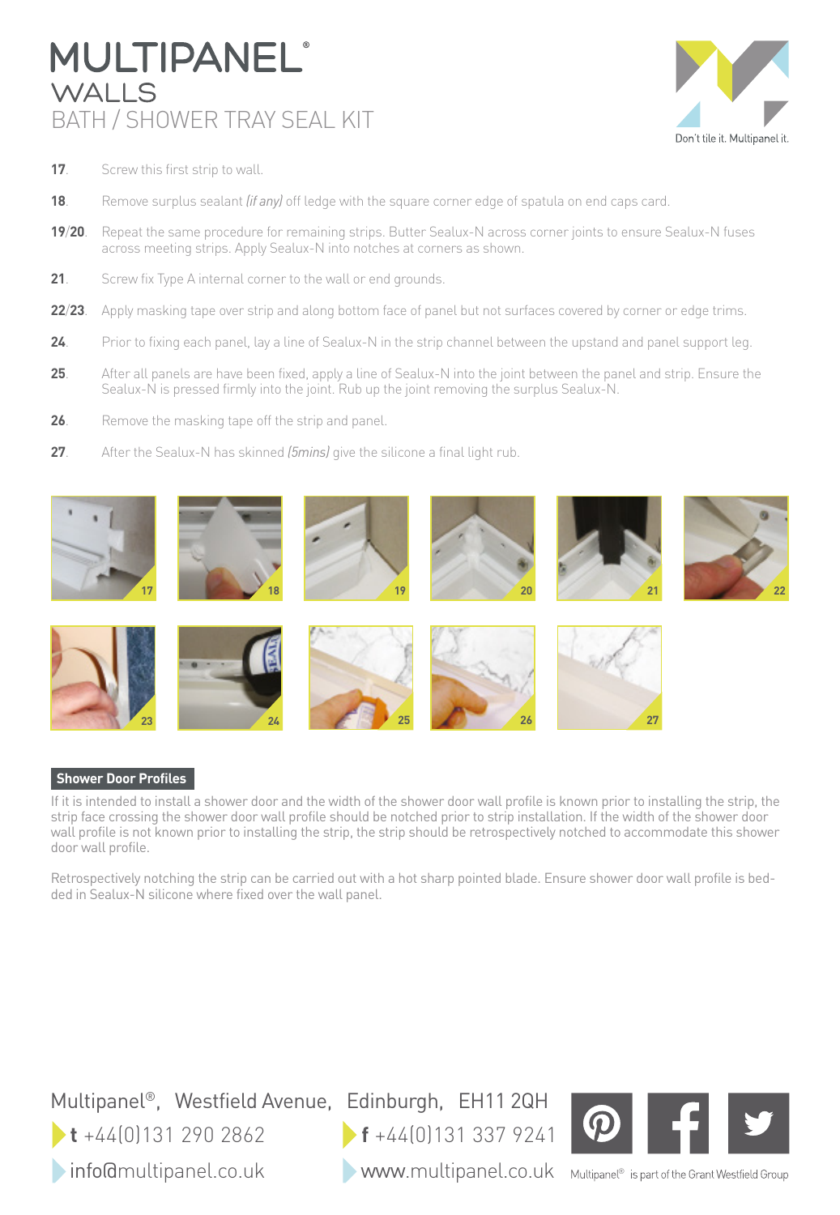# MULTIPANEL®
## WALLS
### BATH / SHOWER TRAY SEAL KIT

Don't tile it. Multipanel it.

**17**. Screw this first strip to wall.

**18**. Remove surplus sealant *(if any)* off ledge with the square corner edge of spatula on end caps card.

**19/20**. Repeat the same procedure for remaining strips. Butter Sealux-N across corner joints to ensure Sealux-N fuses across meeting strips. Apply Sealux-N into notches at corners as shown.

**21**. Screw fix Type A internal corner to the wall or end grounds.

**22/23**. Apply masking tape over strip and along bottom face of panel but not surfaces covered by corner or edge trims.

**24**. Prior to fixing each panel, lay a line of Sealux-N in the strip channel between the upstand and panel support leg.

**25**. After all panels are have been fixed, apply a line of Sealux-N into the joint between the panel and strip. Ensure the Sealux-N is pressed firmly into the joint. Rub up the joint removing the surplus Sealux-N.

**26**. Remove the masking tape off the strip and panel.

**27**. After the Sealux-N has skinned *(5mins)* give the silicone a final light rub.

17 18 19 20 21 22

23 24 25 26 27

**Shower Door Profiles**

If it is intended to install a shower door and the width of the shower door wall profile is known prior to installing the strip, the strip face crossing the shower door wall profile should be notched prior to strip installation. If the width of the shower door wall profile is not known prior to installing the strip, the strip should be retrospectively notched to accommodate this shower door wall profile.

Retrospectively notching the strip can be carried out with a hot sharp pointed blade. Ensure shower door wall profile is bedded in Sealux-N silicone where fixed over the wall panel.

Multipanel®, Westfield Avenue, Edinburgh, EH11 2QH

t +44(0)131 290 2862 f +44(0)131 337 9241

info@multipanel.co.uk www.multipanel.co.uk

Multipanel® is part of the Grant Westfield Group